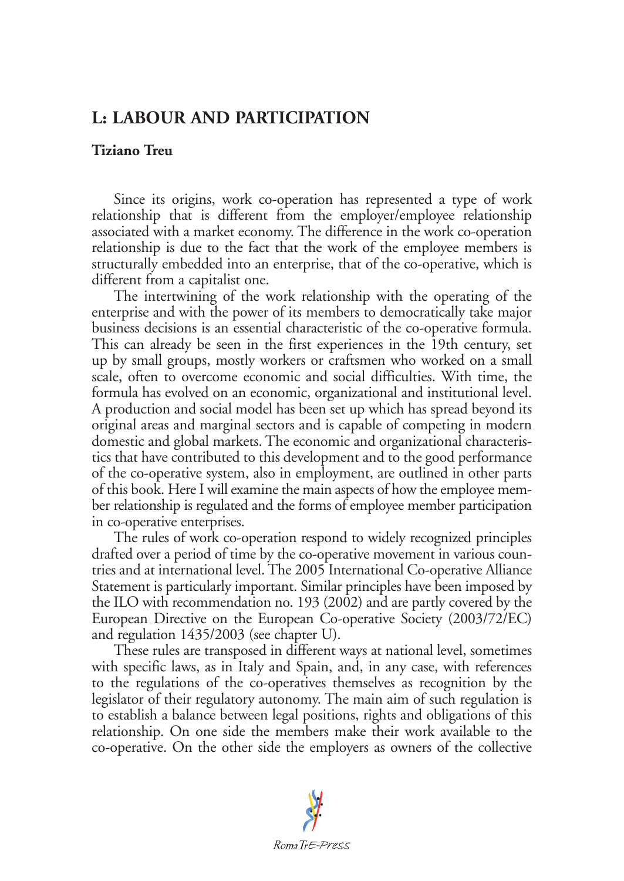# L: LABOUR AND PARTICIPATION

**Tiziano Treu**

Since its origins, work co-operation has represented a type of work relationship that is different from the employer/employee relationship associated with a market economy. The difference in the work co-operation relationship is due to the fact that the work of the employee members is structurally embedded into an enterprise, that of the co-operative, which is different from a capitalist one.

The intertwining of the work relationship with the operating of the enterprise and with the power of its members to democratically take major business decisions is an essential characteristic of the co-operative formula. This can already be seen in the first experiences in the 19th century, set up by small groups, mostly workers or craftsmen who worked on a small scale, often to overcome economic and social difficulties. With time, the formula has evolved on an economic, organizational and institutional level. A production and social model has been set up which has spread beyond its original areas and marginal sectors and is capable of competing in modern domestic and global markets. The economic and organizational characteristics that have contributed to this development and to the good performance of the co-operative system, also in employment, are outlined in other parts of this book. Here I will examine the main aspects of how the employee member relationship is regulated and the forms of employee member participation in co-operative enterprises.

The rules of work co-operation respond to widely recognized principles drafted over a period of time by the co-operative movement in various countries and at international level. The 2005 International Co-operative Alliance Statement is particularly important. Similar principles have been imposed by the ILO with recommendation no. 193 (2002) and are partly covered by the European Directive on the European Co-operative Society (2003/72/EC) and regulation 1435/2003 (see chapter U).

These rules are transposed in different ways at national level, sometimes with specific laws, as in Italy and Spain, and, in any case, with references to the regulations of the co-operatives themselves as recognition by the legislator of their regulatory autonomy. The main aim of such regulation is to establish a balance between legal positions, rights and obligations of this relationship. On one side the members make their work available to the co-operative. On the other side the employers as owners of the collective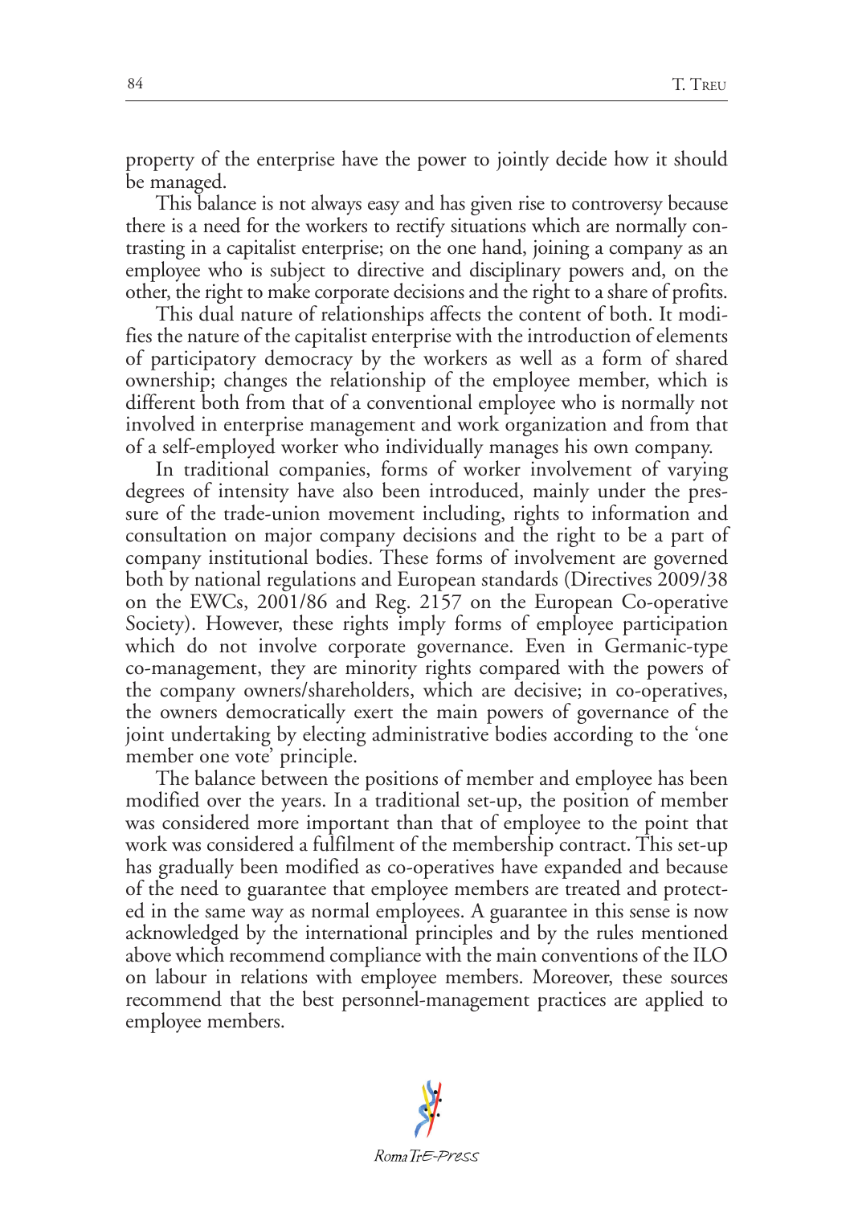property of the enterprise have the power to jointly decide how it should be managed.

This balance is not always easy and has given rise to controversy because there is a need for the workers to rectify situations which are normally contrasting in a capitalist enterprise; on the one hand, joining a company as an employee who is subject to directive and disciplinary powers and, on the other, the right to make corporate decisions and the right to a share of profits.

This dual nature of relationships affects the content of both. It modifies the nature of the capitalist enterprise with the introduction of elements of participatory democracy by the workers as well as a form of shared ownership; changes the relationship of the employee member, which is different both from that of a conventional employee who is normally not involved in enterprise management and work organization and from that of a self-employed worker who individually manages his own company.

In traditional companies, forms of worker involvement of varying degrees of intensity have also been introduced, mainly under the pressure of the trade-union movement including, rights to information and consultation on major company decisions and the right to be a part of company institutional bodies. These forms of involvement are governed both by national regulations and European standards (Directives 2009/38 on the EWCs, 2001/86 and Reg. 2157 on the European Co-operative Society). However, these rights imply forms of employee participation which do not involve corporate governance. Even in Germanic-type co-management, they are minority rights compared with the powers of the company owners/shareholders, which are decisive; in co-operatives, the owners democratically exert the main powers of governance of the joint undertaking by electing administrative bodies according to the 'one member one vote' principle.

The balance between the positions of member and employee has been modified over the years. In a traditional set-up, the position of member was considered more important than that of employee to the point that work was considered a fulfilment of the membership contract. This set-up has gradually been modified as co-operatives have expanded and because of the need to guarantee that employee members are treated and protected in the same way as normal employees. A guarantee in this sense is now acknowledged by the international principles and by the rules mentioned above which recommend compliance with the main conventions of the ILO on labour in relations with employee members. Moreover, these sources recommend that the best personnel-management practices are applied to employee members.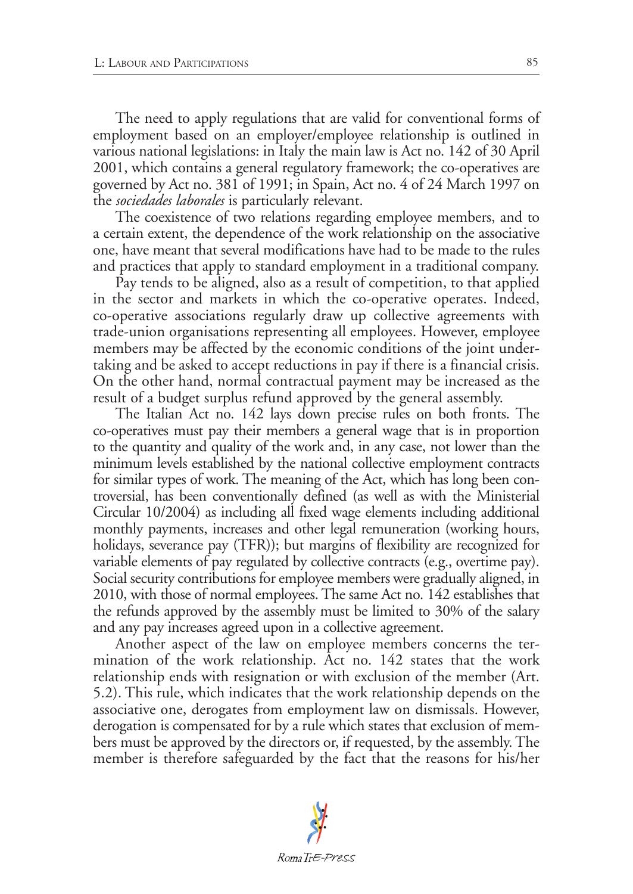The need to apply regulations that are valid for conventional forms of employment based on an employer/employee relationship is outlined in various national legislations: in Italy the main law is Act no. 142 of 30 April 2001, which contains a general regulatory framework; the co-operatives are governed by Act no. 381 of 1991; in Spain, Act no. 4 of 24 March 1997 on the *sociedades laborales* is particularly relevant.

The coexistence of two relations regarding employee members, and to a certain extent, the dependence of the work relationship on the associative one, have meant that several modifications have had to be made to the rules and practices that apply to standard employment in a traditional company.

Pay tends to be aligned, also as a result of competition, to that applied in the sector and markets in which the co-operative operates. Indeed, co-operative associations regularly draw up collective agreements with trade-union organisations representing all employees. However, employee members may be affected by the economic conditions of the joint undertaking and be asked to accept reductions in pay if there is a financial crisis. On the other hand, normal contractual payment may be increased as the result of a budget surplus refund approved by the general assembly.

The Italian Act no. 142 lays down precise rules on both fronts. The co-operatives must pay their members a general wage that is in proportion to the quantity and quality of the work and, in any case, not lower than the minimum levels established by the national collective employment contracts for similar types of work. The meaning of the Act, which has long been controversial, has been conventionally defined (as well as with the Ministerial Circular 10/2004) as including all fixed wage elements including additional monthly payments, increases and other legal remuneration (working hours, holidays, severance pay (TFR)); but margins of flexibility are recognized for variable elements of pay regulated by collective contracts (e.g., overtime pay). Social security contributions for employee members were gradually aligned, in 2010, with those of normal employees. The same Act no. 142 establishes that the refunds approved by the assembly must be limited to 30% of the salary and any pay increases agreed upon in a collective agreement.

Another aspect of the law on employee members concerns the termination of the work relationship. Act no. 142 states that the work relationship ends with resignation or with exclusion of the member (Art. 5.2). This rule, which indicates that the work relationship depends on the associative one, derogates from employment law on dismissals. However, derogation is compensated for by a rule which states that exclusion of members must be approved by the directors or, if requested, by the assembly. The member is therefore safeguarded by the fact that the reasons for his/her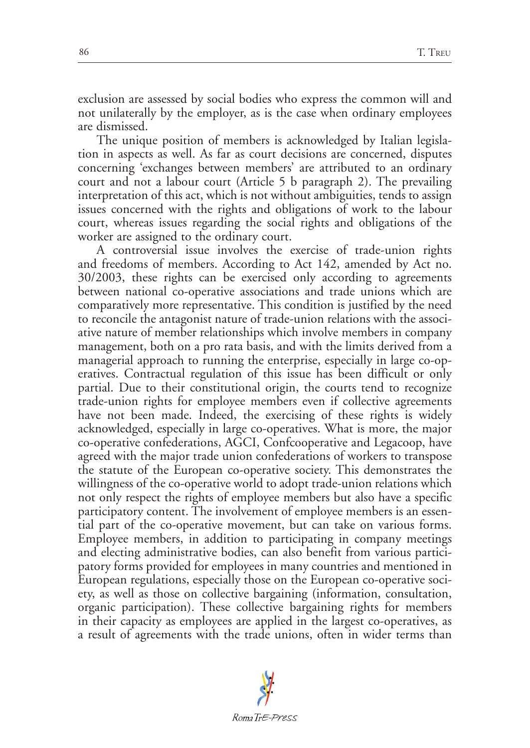exclusion are assessed by social bodies who express the common will and not unilaterally by the employer, as is the case when ordinary employees are dismissed.

The unique position of members is acknowledged by Italian legislation in aspects as well. As far as court decisions are concerned, disputes concerning 'exchanges between members' are attributed to an ordinary court and not a labour court (Article 5 b paragraph 2). The prevailing interpretation of this act, which is not without ambiguities, tends to assign issues concerned with the rights and obligations of work to the labour court, whereas issues regarding the social rights and obligations of the worker are assigned to the ordinary court.

A controversial issue involves the exercise of trade-union rights and freedoms of members. According to Act 142, amended by Act no. 30/2003, these rights can be exercised only according to agreements between national co-operative associations and trade unions which are comparatively more representative. This condition is justified by the need to reconcile the antagonist nature of trade-union relations with the associative nature of member relationships which involve members in company management, both on a pro rata basis, and with the limits derived from a managerial approach to running the enterprise, especially in large co-operatives. Contractual regulation of this issue has been difficult or only partial. Due to their constitutional origin, the courts tend to recognize trade-union rights for employee members even if collective agreements have not been made. Indeed, the exercising of these rights is widely acknowledged, especially in large co-operatives. What is more, the major co-operative confederations, AGCI, Confcooperative and Legacoop, have agreed with the major trade union confederations of workers to transpose the statute of the European co-operative society. This demonstrates the willingness of the co-operative world to adopt trade-union relations which not only respect the rights of employee members but also have a specific participatory content. The involvement of employee members is an essential part of the co-operative movement, but can take on various forms. Employee members, in addition to participating in company meetings and electing administrative bodies, can also benefit from various participatory forms provided for employees in many countries and mentioned in European regulations, especially those on the European co-operative society, as well as those on collective bargaining (information, consultation, organic participation). These collective bargaining rights for members in their capacity as employees are applied in the largest co-operatives, as a result of agreements with the trade unions, often in wider terms than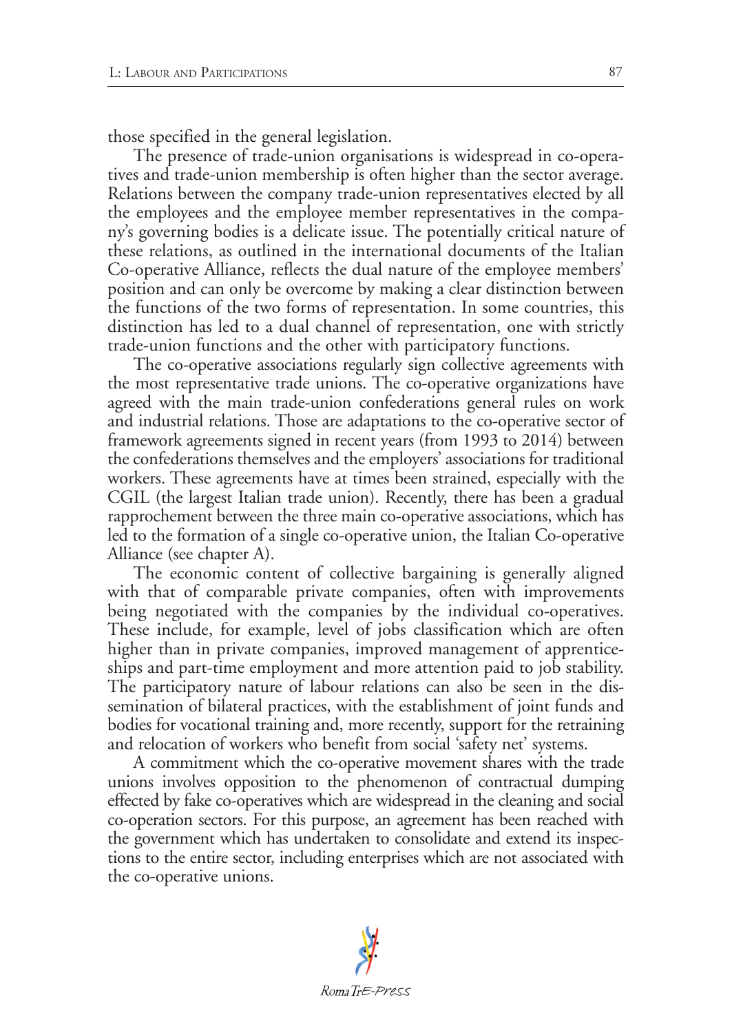those specified in the general legislation.

The presence of trade-union organisations is widespread in co-operatives and trade-union membership is often higher than the sector average. Relations between the company trade-union representatives elected by all the employees and the employee member representatives in the company's governing bodies is a delicate issue. The potentially critical nature of these relations, as outlined in the international documents of the Italian Co-operative Alliance, reflects the dual nature of the employee members' position and can only be overcome by making a clear distinction between the functions of the two forms of representation. In some countries, this distinction has led to a dual channel of representation, one with strictly trade-union functions and the other with participatory functions.

The co-operative associations regularly sign collective agreements with the most representative trade unions. The co-operative organizations have agreed with the main trade-union confederations general rules on work and industrial relations. Those are adaptations to the co-operative sector of framework agreements signed in recent years (from 1993 to 2014) between the confederations themselves and the employers' associations for traditional workers. These agreements have at times been strained, especially with the CGIL (the largest Italian trade union). Recently, there has been a gradual rapprochement between the three main co-operative associations, which has led to the formation of a single co-operative union, the Italian Co-operative Alliance (see chapter A).

The economic content of collective bargaining is generally aligned with that of comparable private companies, often with improvements being negotiated with the companies by the individual co-operatives. These include, for example, level of jobs classification which are often higher than in private companies, improved management of apprenticeships and part-time employment and more attention paid to job stability. The participatory nature of labour relations can also be seen in the dissemination of bilateral practices, with the establishment of joint funds and bodies for vocational training and, more recently, support for the retraining and relocation of workers who benefit from social 'safety net' systems.

A commitment which the co-operative movement shares with the trade unions involves opposition to the phenomenon of contractual dumping effected by fake co-operatives which are widespread in the cleaning and social co-operation sectors. For this purpose, an agreement has been reached with the government which has undertaken to consolidate and extend its inspections to the entire sector, including enterprises which are not associated with the co-operative unions.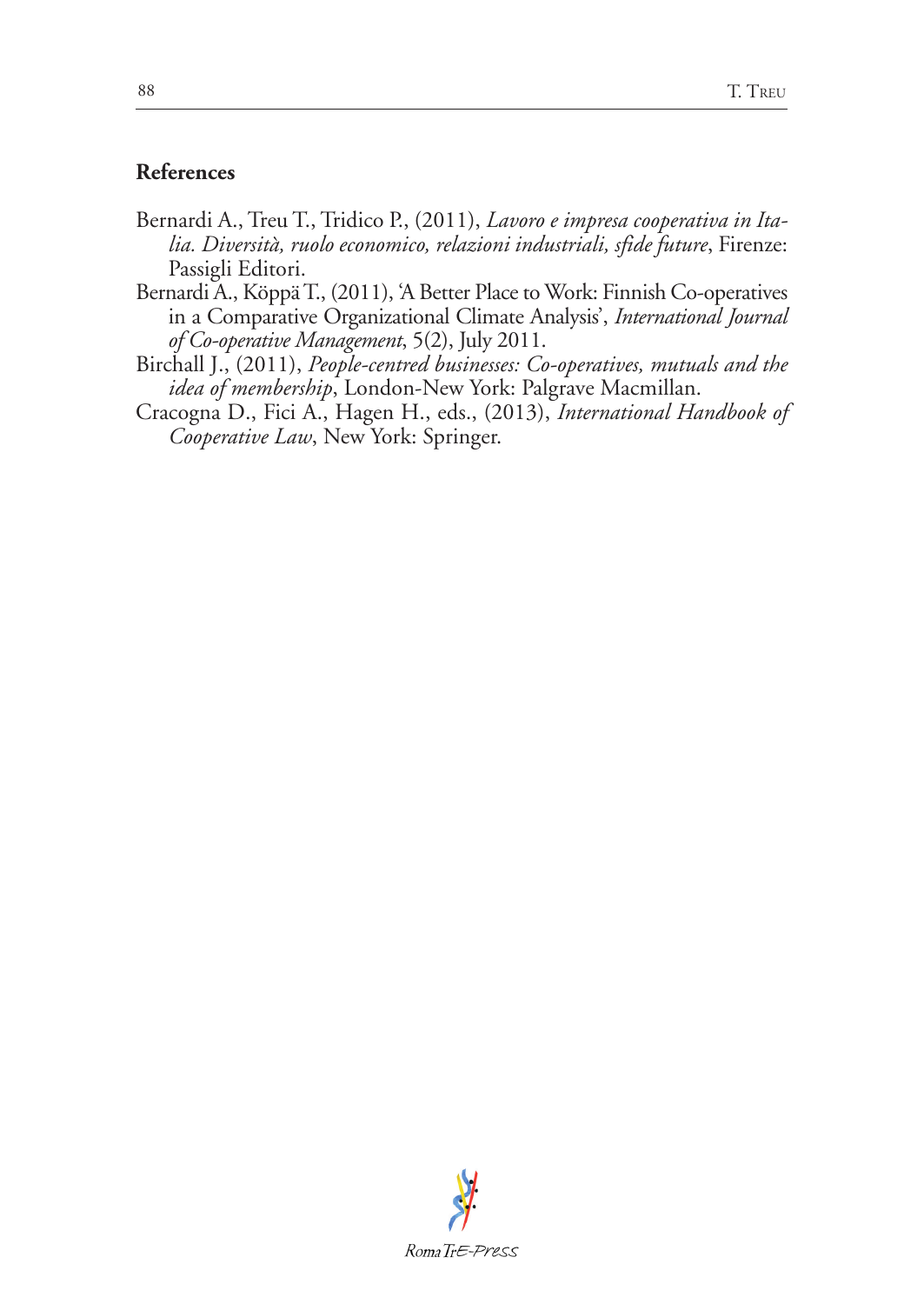## References

Bernardi A., Treu T., Tridico P., (2011), *Lavoro e impresa cooperativa in Italia. Diversità, ruolo economico, relazioni industriali, sfide future*, Firenze: Passigli Editori.

Bernardi A., Köppä T., (2011), 'A Better Place to Work: Finnish Co-operatives in a Comparative Organizational Climate Analysis', *International Journal of Co-operative Management*, 5(2), July 2011.

Birchall J., (2011), *People-centred businesses: Co-operatives, mutuals and the idea of membership*, London-New York: Palgrave Macmillan.

Cracogna D., Fici A., Hagen H., eds., (2013), *International Handbook of Cooperative Law*, New York: Springer.